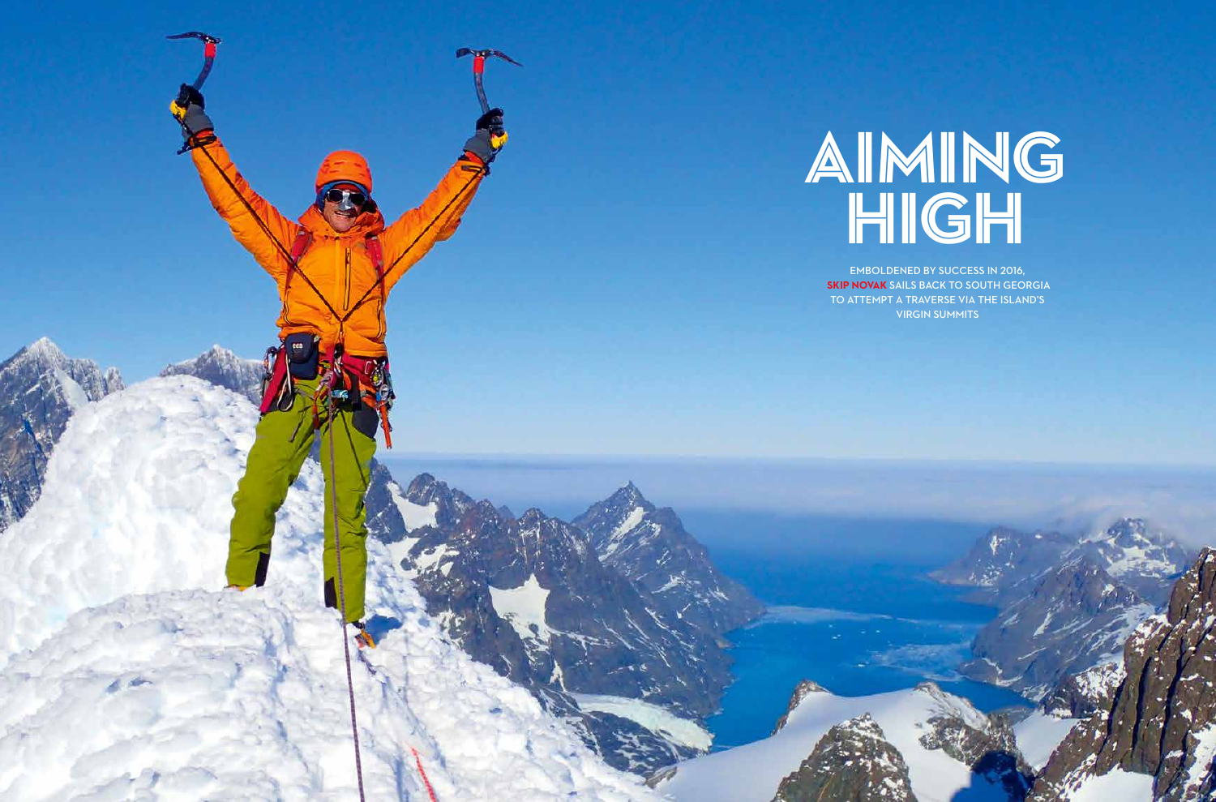# AIMING HIGH

EMBOLDENED BY SUCCESS IN 2016, **SKIP NOVAK** SAILS BACK TO SOUTH GEORGIA TO ATTEMPT A TRAVERSE VIA THE ISLAND'S VIRGIN SUMMITS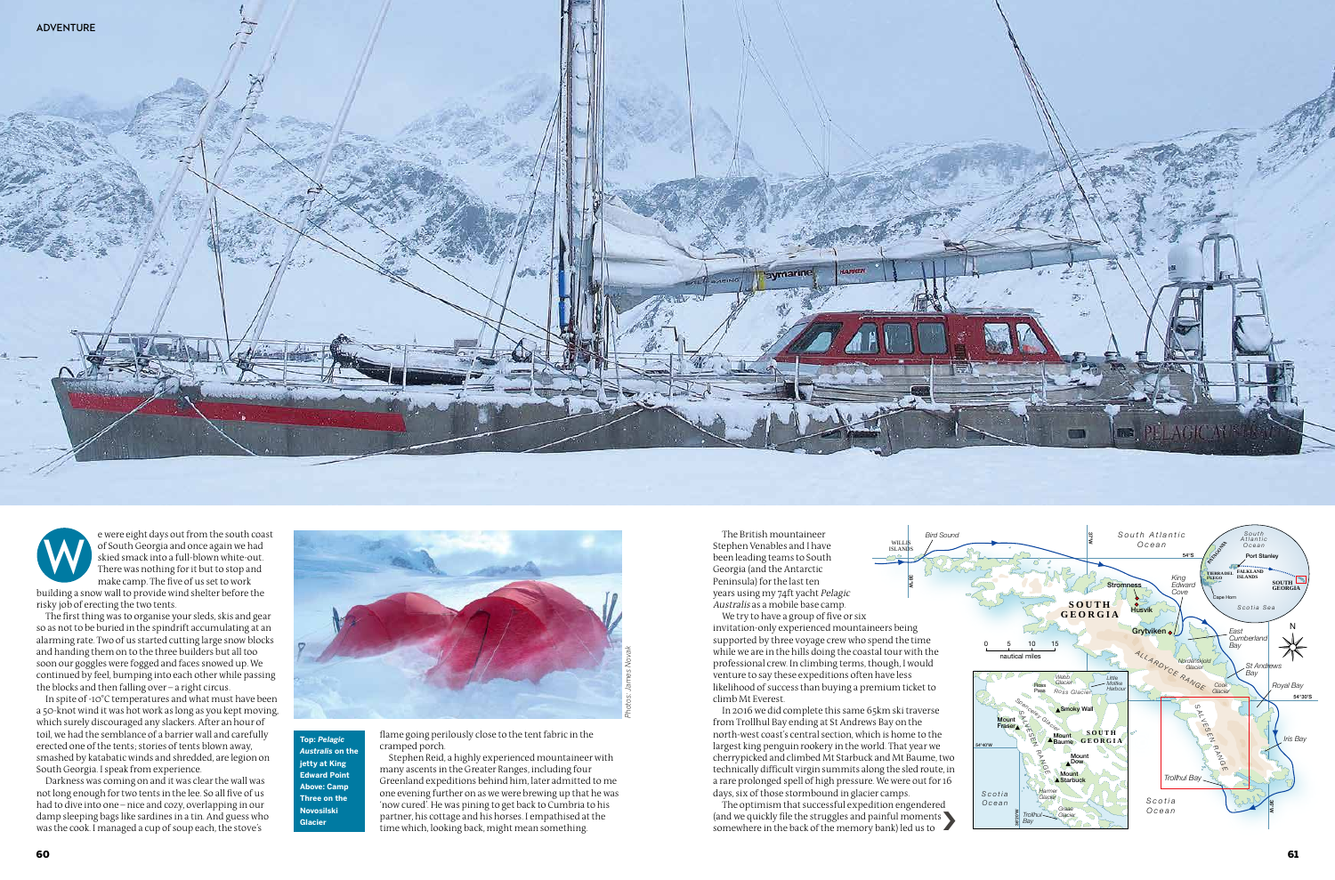We were eight days out from the south coast of South Georgia and once again we had skied smack into a full-blown white-out. There was nothing for it but to stop and make camp. The five of us set to work building a snow wall to provide wind shelter before the risky job of erecting the two tents.

The first thing was to organise your sleds, skis and gear so as not to be buried in the spindrift accumulating at an alarming rate. Two of us started cutting large snow blocks and handing them on to the three builders but all too soon our goggles were fogged and faces snowed up. We continued by feel, bumping into each other while passing the blocks and then falling over – a right circus.

In spite of -10°C temperatures and what must have been a 50-knot wind it was hot work as long as you kept moving, which surely discouraged any slackers. After an hour of toil, we had the semblance of a barrier wall and carefully erected one of the tents; stories of tents blown away, smashed by katabatic winds and shredded, are legion on South Georgia. I speak from experience.

Darkness was coming on and it was clear the wall was not long enough for two tents in the lee. So all five of us had to dive into one – nice and cozy, overlapping in our damp sleeping bags like sardines in a tin. And guess who was the cook. I managed a cup of soup each, the stove's flame going perilously close to the tent fabric in the cramped porch.

Stephen Reid, a highly experienced mountaineer with many ascents in the Greater Ranges, including four Greenland expeditions behind him, later admitted to me one evening further on as we were brewing up that he was 'now cured'. He was pining to get back to Cumbria to his partner, his cottage and his horses. I empathised at the time which, looking back, might mean something.

**Top: *Pelagic Australis* on the jetty at King Edward Point Above: Camp Three on the Novosilski Glacier**

Photos: James Novak

The British mountaineer Stephen Venables and I have been leading teams to South Georgia (and the Antarctic Peninsula) for the last ten years using my 74ft yacht *Pelagic Australis* as a mobile base camp.

We try to have a group of five or six invitation-only experienced mountaineers being supported by three voyage crew who spend the time while we are in the hills doing the coastal tour with the professional crew. In climbing terms, though, I would venture to say these expeditions often have less likelihood of success than buying a premium ticket to climb Mt Everest.

In 2016 we did complete this same 65km ski traverse from Trollhul Bay ending at St Andrews Bay on the north-west coast's central section, which is home to the largest king penguin rookery in the world. That year we cherrypicked and climbed Mt Starbuck and Mt Baume, two technically difficult virgin summits along the sled route, in a rare prolonged spell of high pressure. We were out for 16 days, six of those stormbound in glacier camps.

The optimism that successful expedition engendered (and we quickly file the struggles and painful moments somewhere in the back of the memory bank) led us to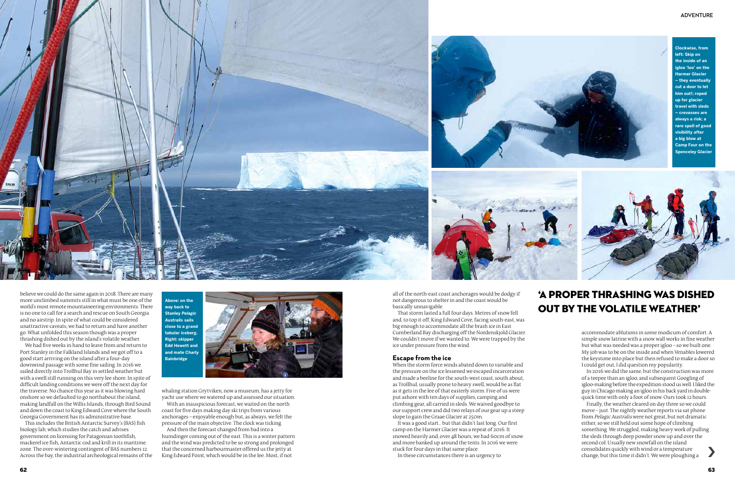believe we could do the same again in 2018. There are many more unclimbed summits still in what must be one of the world's most remote mountaineering environments. There is no one to call for a search and rescue on South Georgia and no airstrip. In spite of what could be considered unattractive caveats, we had to return and have another go. What unfolded this season though was a proper thrashing dished out by the island's volatile weather.

We had five weeks in hand to leave from and return to Port Stanley in the Falkland Islands and we got off to a good start arriving on the island after a four-day downwind passage with some fine sailing. In 2016 we sailed directly into Trollhul Bay in settled weather but with a swell still running on this very lee shore. In spite of difficult landing conditions we were off the next day for the traverse. No chance this year as it was blowing hard onshore so we defaulted to go northabout the island, making landfall on the Willis Islands, through Bird Sound and down the coast to King Edward Cove where the South Georgia Government has its administrative base.

This includes the British Antarctic Survey's (BAS) fish biology lab, which studies the catch and advises government on licensing for Patagonian toothfish, mackerel ice fish, Antarctic cod and krill in its maritime zone. The over-wintering contingent of BAS numbers 12. Across the bay, the industrial archeological remains of the whaling station Grytviken, now a museum, has a jetty for yacht use where we watered up and assessed our situation.

With an inauspicious forecast, we waited on the north coast for five days making day ski trips from various anchorages – enjoyable enough but, as always, we felt the pressure of the main objective. The clock was ticking.

And then the forecast changed from bad into a humdinger coming out of the east. This is a winter pattern and the wind was predicted to be so strong and prolonged that the concerned harbourmaster offered us the jetty at King Edward Point, which would be in the lee. Most, if not all of the north-east coast anchorages would be dodgy if not dangerous to shelter in and the coast would be basically unnavigable.

That storm lasted a full four days. Metres of snow fell and, to top it off, King Edward Cove, facing south-east, was big enough to accommodate all the brash ice in East Cumberland Bay discharging off the Nordenskjold Glacier. We couldn't move if we wanted to. We were trapped by the ice under pressure from the wind.

Above: on the way back to Stanley *Pelagic Australis* sails close to a grand tabular iceberg. Right: skipper Edd Hewett and and mate Charly Bainbridge

## Escape from the ice

When the storm force winds abated down to variable and the pressure on the ice lessened we escaped incarceration and made a beeline for the south-west coast, south about, as Trollhul, usually prone to heavy swell, would be as flat as it gets in the lee of that easterly storm. Five of us were put ashore with ten days of supplies, camping and climbing gear, all carried in sleds. We waived goodbye to our support crew and did two relays of our gear up a steep slope to gain the Graae Glacier at 250m.

It was a good start... but that didn't last long. Our first camp on the Harmer Glacier was a repeat of 2016. It snowed heavily and, over 48 hours, we had 60cm of snow and more banked up around the tents. In 2016 we were stuck for four days in that same place.

In these circumstances there is an urgency to accommodate ablutions in some modicum of comfort. A simple snow latrine with a snow wall works in fine weather but what was needed was a proper igloo – so we built one. My job was to be on the inside and when Venables lowered the keystone into place but then refused to make a door so I could get out, I did question my popularity.

## 'A PROPER THRASHING WAS DISHED OUT BY THE VOLATILE WEATHER'

In 2016 we did the same, but the construction was more of a teepee than an igloo, and subsequent Googling of igloo-making before the expedition stood us well. I liked the guy in Chicago making an igloo in his back yard in double-quick time with only a foot of snow. Ours took 12 hours.

Finally, the weather cleared on day three so we could move – just. The nightly weather reports via sat phone from *Pelagic Australis* were not great, but not dramatic either, so we still held out some hope of climbing something. We struggled, making heavy work of pulling the sleds through deep powder snow up and over the second col. Usually new snowfall on the island consolidates quickly with wind or a temperature change, but this time it didn't. We were ploughing a

Clockwise, from left: Skip on the inside of an igloo 'loo' on the Harmer Glacier – they eventually cut a door to let him out!; roped up for glacier travel with sleds – crevasses are always a risk; a rare spell of good visibility after a big blow at Camp Four on the Spenceley Glacier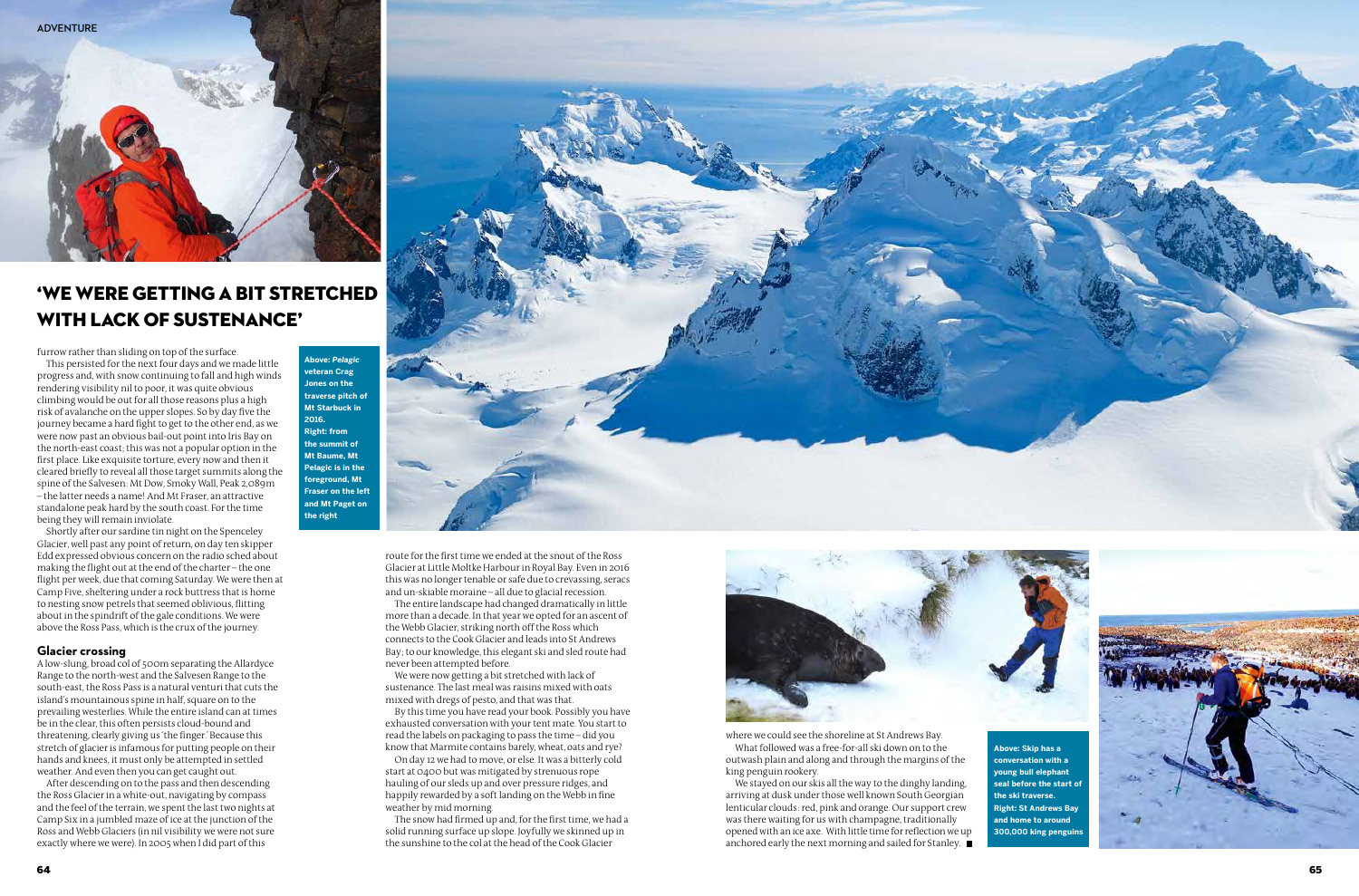## 'WE WERE GETTING A BIT STRETCHED WITH LACK OF SUSTENANCE'

furrow rather than sliding on top of the surface.

This persisted for the next four days and we made little progress and, with snow continuing to fall and high winds rendering visibility nil to poor, it was quite obvious climbing would be out for all those reasons plus a high risk of avalanche on the upper slopes. So by day five the journey became a hard fight to get to the other end, as we were now past an obvious bail-out point into Iris Bay on the north-east coast; this was not a popular option in the first place. Like exquisite torture, every now and then it cleared briefly to reveal all those target summits along the spine of the Salvesen: Mt Dow, Smoky Wall, Peak 2,089m – the latter needs a name! And Mt Fraser, an attractive standalone peak hard by the south coast. For the time being they will remain inviolate.

Shortly after our sardine tin night on the Spenceley Glacier, well past any point of return, on day ten skipper Edd expressed obvious concern on the radio sched about making the flight out at the end of the charter – the one flight per week, due that coming Saturday. We were then at Camp Five, sheltering under a rock buttress that is home to nesting snow petrels that seemed oblivious, flitting about in the spindrift of the gale conditions. We were above the Ross Pass, which is the crux of the journey.

### Glacier crossing

A low-slung, broad col of 500m separating the Allardyce Range to the north-west and the Salvesen Range to the south-east, the Ross Pass is a natural venturi that cuts the island's mountainous spine in half, square on to the prevailing westerlies. While the entire island can at times be in the clear, this often persists cloud-bound and threatening, clearly giving us 'the finger.' Because this stretch of glacier is infamous for putting people on their hands and knees, it must only be attempted in settled weather. And even then you can get caught out.

After descending on to the pass and then descending the Ross Glacier in a white-out, navigating by compass and the feel of the terrain, we spent the last two nights at Camp Six in a jumbled maze of ice at the junction of the Ross and Webb Glaciers (in nil visibility we were not sure exactly where we were). In 2005 when I did part of this route for the first time we ended at the snout of the Ross Glacier at Little Moltke Harbour in Royal Bay. Even in 2016 this was no longer tenable or safe due to crevassing, seracs and un-skiable moraine – all due to glacial recession.

The entire landscape had changed dramatically in little more than a decade. In that year we opted for an ascent of the Webb Glacier, striking north off the Ross which connects to the Cook Glacier and leads into St Andrews Bay; to our knowledge, this elegant ski and sled route had never been attempted before.

We were now getting a bit stretched with lack of sustenance. The last meal was raisins mixed with oats mixed with dregs of pesto, and that was that.

By this time you have read your book. Possibly you have exhausted conversation with your tent mate. You start to read the labels on packaging to pass the time – did you know that Marmite contains barely, wheat, oats and rye?

On day 12 we had to move, or else. It was a bitterly cold start at 0400 but was mitigated by strenuous rope hauling of our sleds up and over pressure ridges, and happily rewarded by a soft landing on the Webb in fine weather by mid morning.

The snow had firmed up and, for the first time, we had a solid running surface up slope. Joyfully we skinned up in the sunshine to the col at the head of the Cook Glacier where we could see the shoreline at St Andrews Bay.

What followed was a free-for-all ski down on to the outwash plain and along and through the margins of the king penguin rookery.

We stayed on our skis all the way to the dinghy landing, arriving at dusk under those well known South Georgian lenticular clouds: red, pink and orange. Our support crew was there waiting for us with champagne, traditionally opened with an ice axe. With little time for reflection we up anchored early the next morning and sailed for Stanley. ■

**Above: *Pelagic* veteran Crag Jones on the traverse pitch of Mt Starbuck in 2016. Right: from the summit of Mt Baume, Mt Pelagic is in the foreground, Mt Fraser on the left and Mt Paget on the right**

**Above: Skip has a conversation with a young bull elephant seal before the start of the ski traverse. Right: St Andrews Bay and home to around 300,000 king penguins**